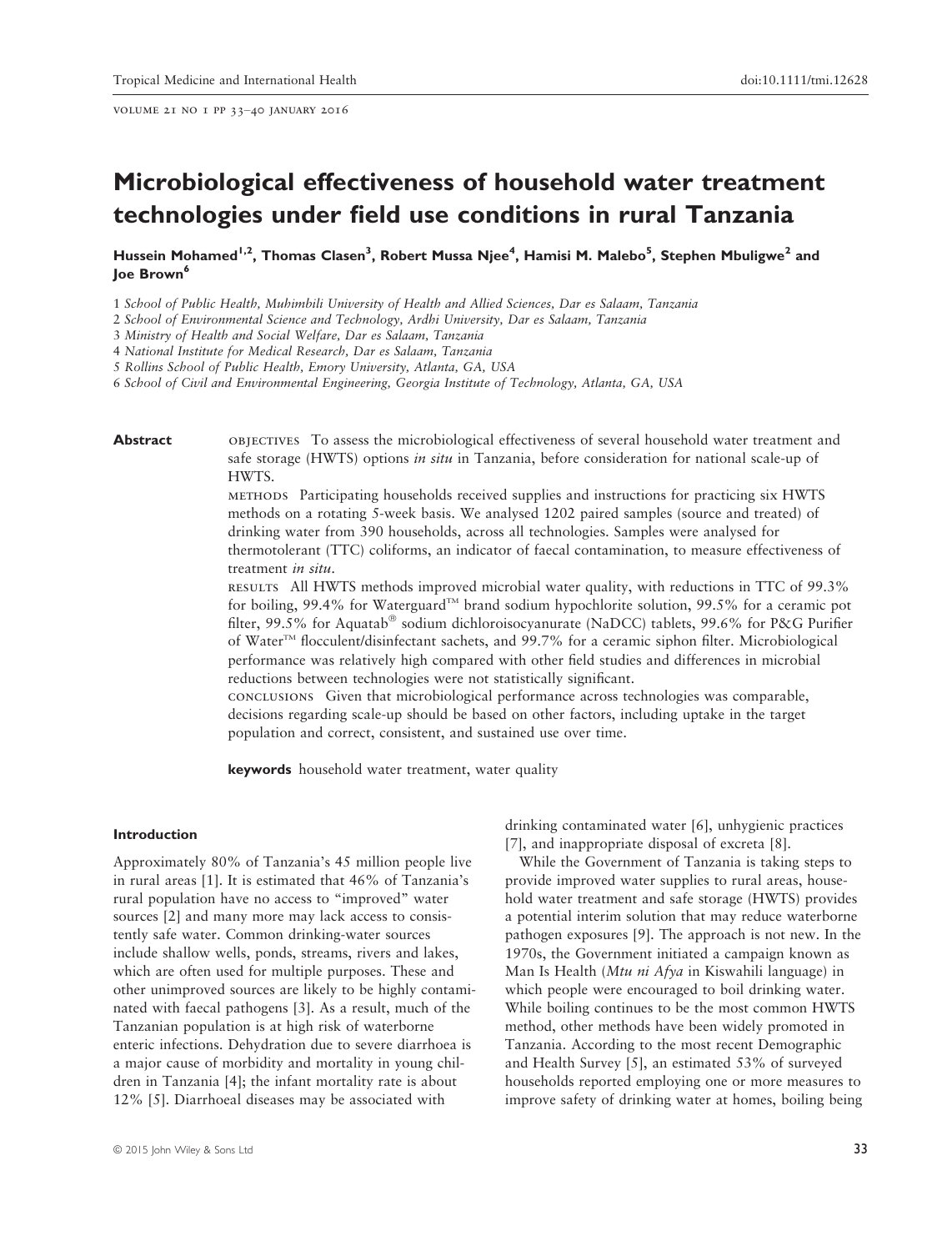# Microbiological effectiveness of household water treatment technologies under field use conditions in rural Tanzania

**Hussein Mohamed[1,2], Thomas Clasen[3], Robert Mussa Njee[4], Hamisi M. Malebo[5], Stephen Mbuligwe[2] and Joe Brown[6]**

1 *School of Public Health, Muhimbili University of Health and Allied Sciences, Dar es Salaam, Tanzania*
2 *School of Environmental Science and Technology, Ardhi University, Dar es Salaam, Tanzania*
3 *Ministry of Health and Social Welfare, Dar es Salaam, Tanzania*
4 *National Institute for Medical Research, Dar es Salaam, Tanzania*
5 *Rollins School of Public Health, Emory University, Atlanta, GA, USA*
6 *School of Civil and Environmental Engineering, Georgia Institute of Technology, Atlanta, GA, USA*

**Abstract**

OBJECTIVES To assess the microbiological effectiveness of several household water treatment and safe storage (HWTS) options *in situ* in Tanzania, before consideration for national scale-up of HWTS.

METHODS Participating households received supplies and instructions for practicing six HWTS methods on a rotating 5-week basis. We analysed 1202 paired samples (source and treated) of drinking water from 390 households, across all technologies. Samples were analysed for thermotolerant (TTC) coliforms, an indicator of faecal contamination, to measure effectiveness of treatment *in situ*.

RESULTS All HWTS methods improved microbial water quality, with reductions in TTC of 99.3% for boiling, 99.4% for Waterguard™ brand sodium hypochlorite solution, 99.5% for a ceramic pot filter, 99.5% for Aquatab® sodium dichloroisocyanurate (NaDCC) tablets, 99.6% for P&G Purifier of Water™ flocculent/disinfectant sachets, and 99.7% for a ceramic siphon filter. Microbiological performance was relatively high compared with other field studies and differences in microbial reductions between technologies were not statistically significant.

CONCLUSIONS Given that microbiological performance across technologies was comparable, decisions regarding scale-up should be based on other factors, including uptake in the target population and correct, consistent, and sustained use over time.

**keywords** household water treatment, water quality

## Introduction

Approximately 80% of Tanzania's 45 million people live in rural areas [1]. It is estimated that 46% of Tanzania's rural population have no access to "improved" water sources [2] and many more may lack access to consistently safe water. Common drinking-water sources include shallow wells, ponds, streams, rivers and lakes, which are often used for multiple purposes. These and other unimproved sources are likely to be highly contaminated with faecal pathogens [3]. As a result, much of the Tanzanian population is at high risk of waterborne enteric infections. Dehydration due to severe diarrhoea is a major cause of morbidity and mortality in young children in Tanzania [4]; the infant mortality rate is about 12% [5]. Diarrhoeal diseases may be associated with drinking contaminated water [6], unhygienic practices [7], and inappropriate disposal of excreta [8].

While the Government of Tanzania is taking steps to provide improved water supplies to rural areas, household water treatment and safe storage (HWTS) provides a potential interim solution that may reduce waterborne pathogen exposures [9]. The approach is not new. In the 1970s, the Government initiated a campaign known as Man Is Health (*Mtu ni Afya* in Kiswahili language) in which people were encouraged to boil drinking water. While boiling continues to be the most common HWTS method, other methods have been widely promoted in Tanzania. According to the most recent Demographic and Health Survey [5], an estimated 53% of surveyed households reported employing one or more measures to improve safety of drinking water at homes, boiling being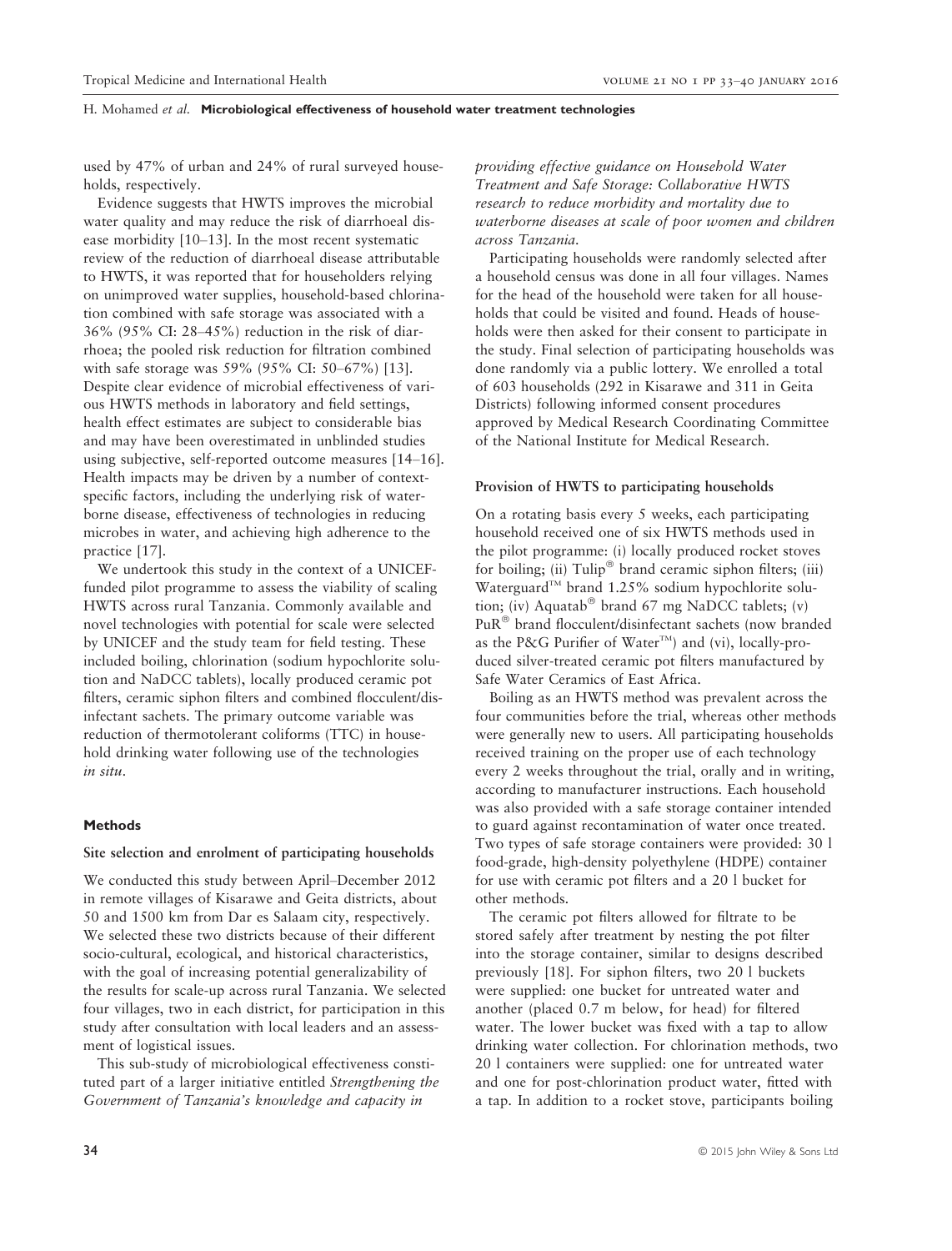used by 47% of urban and 24% of rural surveyed households, respectively.

Evidence suggests that HWTS improves the microbial water quality and may reduce the risk of diarrhoeal disease morbidity [10–13]. In the most recent systematic review of the reduction of diarrhoeal disease attributable to HWTS, it was reported that for householders relying on unimproved water supplies, household-based chlorination combined with safe storage was associated with a 36% (95% CI: 28–45%) reduction in the risk of diarrhoea; the pooled risk reduction for filtration combined with safe storage was 59% (95% CI: 50–67%) [13]. Despite clear evidence of microbial effectiveness of various HWTS methods in laboratory and field settings, health effect estimates are subject to considerable bias and may have been overestimated in unblinded studies using subjective, self-reported outcome measures [14–16]. Health impacts may be driven by a number of context-specific factors, including the underlying risk of waterborne disease, effectiveness of technologies in reducing microbes in water, and achieving high adherence to the practice [17].

We undertook this study in the context of a UNICEF-funded pilot programme to assess the viability of scaling HWTS across rural Tanzania. Commonly available and novel technologies with potential for scale were selected by UNICEF and the study team for field testing. These included boiling, chlorination (sodium hypochlorite solution and NaDCC tablets), locally produced ceramic pot filters, ceramic siphon filters and combined flocculent/disinfectant sachets. The primary outcome variable was reduction of thermotolerant coliforms (TTC) in household drinking water following use of the technologies *in situ*.

## Methods

### Site selection and enrolment of participating households

We conducted this study between April–December 2012 in remote villages of Kisarawe and Geita districts, about 50 and 1500 km from Dar es Salaam city, respectively. We selected these two districts because of their different socio-cultural, ecological, and historical characteristics, with the goal of increasing potential generalizability of the results for scale-up across rural Tanzania. We selected four villages, two in each district, for participation in this study after consultation with local leaders and an assessment of logistical issues.

This sub-study of microbiological effectiveness constituted part of a larger initiative entitled *Strengthening the Government of Tanzania's knowledge and capacity in providing effective guidance on Household Water Treatment and Safe Storage: Collaborative HWTS research to reduce morbidity and mortality due to waterborne diseases at scale of poor women and children across Tanzania.*

Participating households were randomly selected after a household census was done in all four villages. Names for the head of the household were taken for all households that could be visited and found. Heads of households were then asked for their consent to participate in the study. Final selection of participating households was done randomly via a public lottery. We enrolled a total of 603 households (292 in Kisarawe and 311 in Geita Districts) following informed consent procedures approved by Medical Research Coordinating Committee of the National Institute for Medical Research.

### Provision of HWTS to participating households

On a rotating basis every 5 weeks, each participating household received one of six HWTS methods used in the pilot programme: (i) locally produced rocket stoves for boiling; (ii) Tulip® brand ceramic siphon filters; (iii) Waterguard™ brand 1.25% sodium hypochlorite solution; (iv) Aquatab® brand 67 mg NaDCC tablets; (v) PuR® brand flocculent/disinfectant sachets (now branded as the P&G Purifier of Water™) and (vi), locally-produced silver-treated ceramic pot filters manufactured by Safe Water Ceramics of East Africa.

Boiling as an HWTS method was prevalent across the four communities before the trial, whereas other methods were generally new to users. All participating households received training on the proper use of each technology every 2 weeks throughout the trial, orally and in writing, according to manufacturer instructions. Each household was also provided with a safe storage container intended to guard against recontamination of water once treated. Two types of safe storage containers were provided: 30 l food-grade, high-density polyethylene (HDPE) container for use with ceramic pot filters and a 20 l bucket for other methods.

The ceramic pot filters allowed for filtrate to be stored safely after treatment by nesting the pot filter into the storage container, similar to designs described previously [18]. For siphon filters, two 20 l buckets were supplied: one bucket for untreated water and another (placed 0.7 m below, for head) for filtered water. The lower bucket was fixed with a tap to allow drinking water collection. For chlorination methods, two 20 l containers were supplied: one for untreated water and one for post-chlorination product water, fitted with a tap. In addition to a rocket stove, participants boiling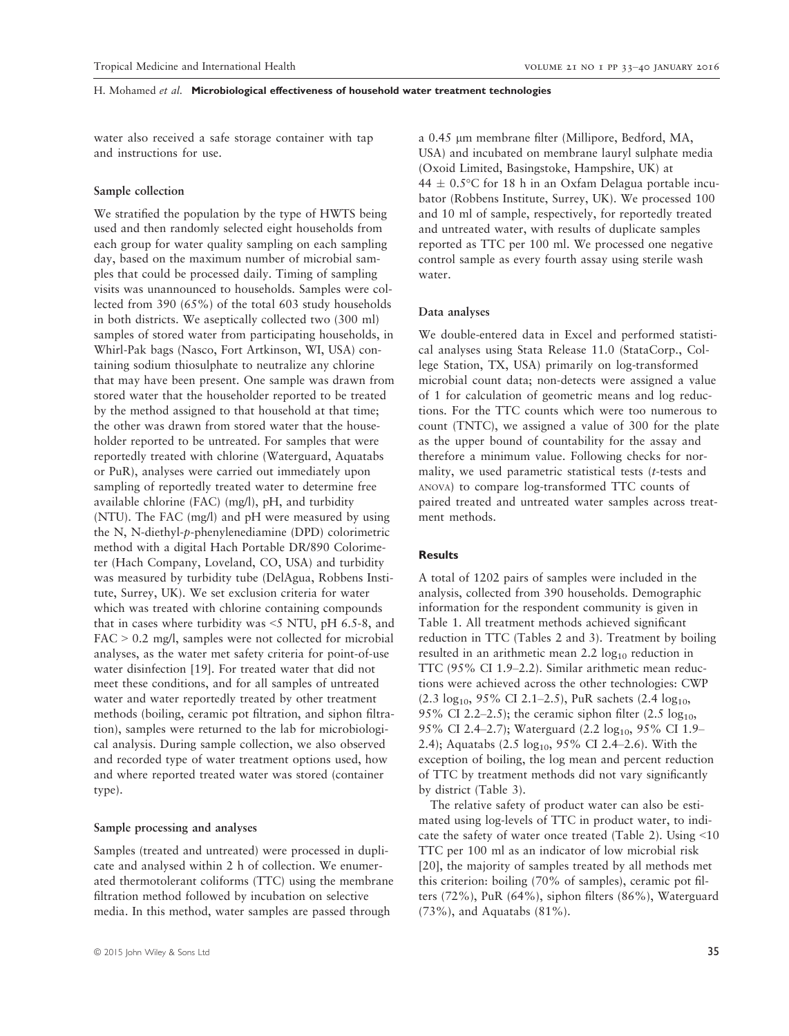water also received a safe storage container with tap and instructions for use.

### Sample collection

We stratified the population by the type of HWTS being used and then randomly selected eight households from each group for water quality sampling on each sampling day, based on the maximum number of microbial samples that could be processed daily. Timing of sampling visits was unannounced to households. Samples were collected from 390 (65%) of the total 603 study households in both districts. We aseptically collected two (300 ml) samples of stored water from participating households, in Whirl-Pak bags (Nasco, Fort Artkinson, WI, USA) containing sodium thiosulphate to neutralize any chlorine that may have been present. One sample was drawn from stored water that the householder reported to be treated by the method assigned to that household at that time; the other was drawn from stored water that the householder reported to be untreated. For samples that were reportedly treated with chlorine (Waterguard, Aquatabs or PuR), analyses were carried out immediately upon sampling of reportedly treated water to determine free available chlorine (FAC) (mg/l), pH, and turbidity (NTU). The FAC (mg/l) and pH were measured by using the N, N-diethyl-*p*-phenylenediamine (DPD) colorimetric method with a digital Hach Portable DR/890 Colorimeter (Hach Company, Loveland, CO, USA) and turbidity was measured by turbidity tube (DelAgua, Robbens Institute, Surrey, UK). We set exclusion criteria for water which was treated with chlorine containing compounds that in cases where turbidity was <5 NTU, pH 6.5-8, and FAC > 0.2 mg/l, samples were not collected for microbial analyses, as the water met safety criteria for point-of-use water disinfection [19]. For treated water that did not meet these conditions, and for all samples of untreated water and water reportedly treated by other treatment methods (boiling, ceramic pot filtration, and siphon filtration), samples were returned to the lab for microbiological analysis. During sample collection, we also observed and recorded type of water treatment options used, how and where reported treated water was stored (container type).

### Sample processing and analyses

Samples (treated and untreated) were processed in duplicate and analysed within 2 h of collection. We enumerated thermotolerant coliforms (TTC) using the membrane filtration method followed by incubation on selective media. In this method, water samples are passed through a 0.45 μm membrane filter (Millipore, Bedford, MA, USA) and incubated on membrane lauryl sulphate media (Oxoid Limited, Basingstoke, Hampshire, UK) at $44 \pm 0.5$°C for 18 h in an Oxfam Delagua portable incubator (Robbens Institute, Surrey, UK). We processed 100 and 10 ml of sample, respectively, for reportedly treated and untreated water, with results of duplicate samples reported as TTC per 100 ml. We processed one negative control sample as every fourth assay using sterile wash water.

### Data analyses

We double-entered data in Excel and performed statistical analyses using Stata Release 11.0 (StataCorp., College Station, TX, USA) primarily on log-transformed microbial count data; non-detects were assigned a value of 1 for calculation of geometric means and log reductions. For the TTC counts which were too numerous to count (TNTC), we assigned a value of 300 for the plate as the upper bound of countability for the assay and therefore a minimum value. Following checks for normality, we used parametric statistical tests (*t*-tests and ANOVA) to compare log-transformed TTC counts of paired treated and untreated water samples across treatment methods.

## Results

A total of 1202 pairs of samples were included in the analysis, collected from 390 households. Demographic information for the respondent community is given in Table 1. All treatment methods achieved significant reduction in TTC (Tables 2 and 3). Treatment by boiling resulted in an arithmetic mean 2.2 $\log_{10}$ reduction in TTC (95% CI 1.9–2.2). Similar arithmetic mean reductions were achieved across the other technologies: CWP (2.3 $\log_{10}$, 95% CI 2.1–2.5), PuR sachets (2.4 $\log_{10}$, 95% CI 2.2–2.5); the ceramic siphon filter (2.5 $\log_{10}$, 95% CI 2.4–2.7); Waterguard (2.2 $\log_{10}$, 95% CI 1.9–2.4); Aquatabs (2.5 $\log_{10}$, 95% CI 2.4–2.6). With the exception of boiling, the log mean and percent reduction of TTC by treatment methods did not vary significantly by district (Table 3).

The relative safety of product water can also be estimated using log-levels of TTC in product water, to indicate the safety of water once treated (Table 2). Using <10 TTC per 100 ml as an indicator of low microbial risk [20], the majority of samples treated by all methods met this criterion: boiling (70% of samples), ceramic pot filters (72%), PuR (64%), siphon filters (86%), Waterguard (73%), and Aquatabs (81%).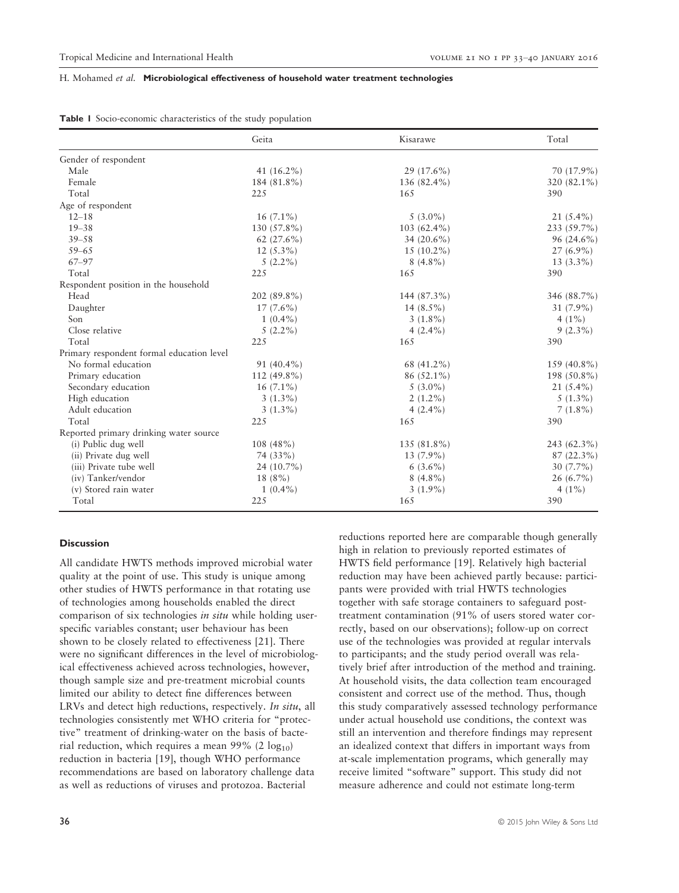**Table 1** Socio-economic characteristics of the study population

| | Geita | Kisarawe | Total |
|---|---|---|---|
| Gender of respondent | | | |
| Male | 41 (16.2%) | 29 (17.6%) | 70 (17.9%) |
| Female | 184 (81.8%) | 136 (82.4%) | 320 (82.1%) |
| Total | 225 | 165 | 390 |
| Age of respondent | | | |
| 12–18 | 16 (7.1%) | 5 (3.0%) | 21 (5.4%) |
| 19–38 | 130 (57.8%) | 103 (62.4%) | 233 (59.7%) |
| 39–58 | 62 (27.6%) | 34 (20.6%) | 96 (24.6%) |
| 59–65 | 12 (5.3%) | 15 (10.2%) | 27 (6.9%) |
| 67–97 | 5 (2.2%) | 8 (4.8%) | 13 (3.3%) |
| Total | 225 | 165 | 390 |
| Respondent position in the household | | | |
| Head | 202 (89.8%) | 144 (87.3%) | 346 (88.7%) |
| Daughter | 17 (7.6%) | 14 (8.5%) | 31 (7.9%) |
| Son | 1 (0.4%) | 3 (1.8%) | 4 (1%) |
| Close relative | 5 (2.2%) | 4 (2.4%) | 9 (2.3%) |
| Total | 225 | 165 | 390 |
| Primary respondent formal education level | | | |
| No formal education | 91 (40.4%) | 68 (41.2%) | 159 (40.8%) |
| Primary education | 112 (49.8%) | 86 (52.1%) | 198 (50.8%) |
| Secondary education | 16 (7.1%) | 5 (3.0%) | 21 (5.4%) |
| High education | 3 (1.3%) | 2 (1.2%) | 5 (1.3%) |
| Adult education | 3 (1.3%) | 4 (2.4%) | 7 (1.8%) |
| Total | 225 | 165 | 390 |
| Reported primary drinking water source | | | |
| (i) Public dug well | 108 (48%) | 135 (81.8%) | 243 (62.3%) |
| (ii) Private dug well | 74 (33%) | 13 (7.9%) | 87 (22.3%) |
| (iii) Private tube well | 24 (10.7%) | 6 (3.6%) | 30 (7.7%) |
| (iv) Tanker/vendor | 18 (8%) | 8 (4.8%) | 26 (6.7%) |
| (v) Stored rain water | 1 (0.4%) | 3 (1.9%) | 4 (1%) |
| Total | 225 | 165 | 390 |

## Discussion

All candidate HWTS methods improved microbial water quality at the point of use. This study is unique among other studies of HWTS performance in that rotating use of technologies among households enabled the direct comparison of six technologies *in situ* while holding user-specific variables constant; user behaviour has been shown to be closely related to effectiveness [21]. There were no significant differences in the level of microbiological effectiveness achieved across technologies, however, though sample size and pre-treatment microbial counts limited our ability to detect fine differences between LRVs and detect high reductions, respectively. *In situ*, all technologies consistently met WHO criteria for "protective" treatment of drinking-water on the basis of bacterial reduction, which requires a mean 99% (2 $\log_{10}$) reduction in bacteria [19], though WHO performance recommendations are based on laboratory challenge data as well as reductions of viruses and protozoa. Bacterial reductions reported here are comparable though generally high in relation to previously reported estimates of HWTS field performance [19]. Relatively high bacterial reduction may have been achieved partly because: participants were provided with trial HWTS technologies together with safe storage containers to safeguard post-treatment contamination (91% of users stored water correctly, based on our observations); follow-up on correct use of the technologies was provided at regular intervals to participants; and the study period overall was relatively brief after introduction of the method and training. At household visits, the data collection team encouraged consistent and correct use of the method. Thus, though this study comparatively assessed technology performance under actual household use conditions, the context was still an intervention and therefore findings may represent an idealized context that differs in important ways from at-scale implementation programs, which generally may receive limited "software" support. This study did not measure adherence and could not estimate long-term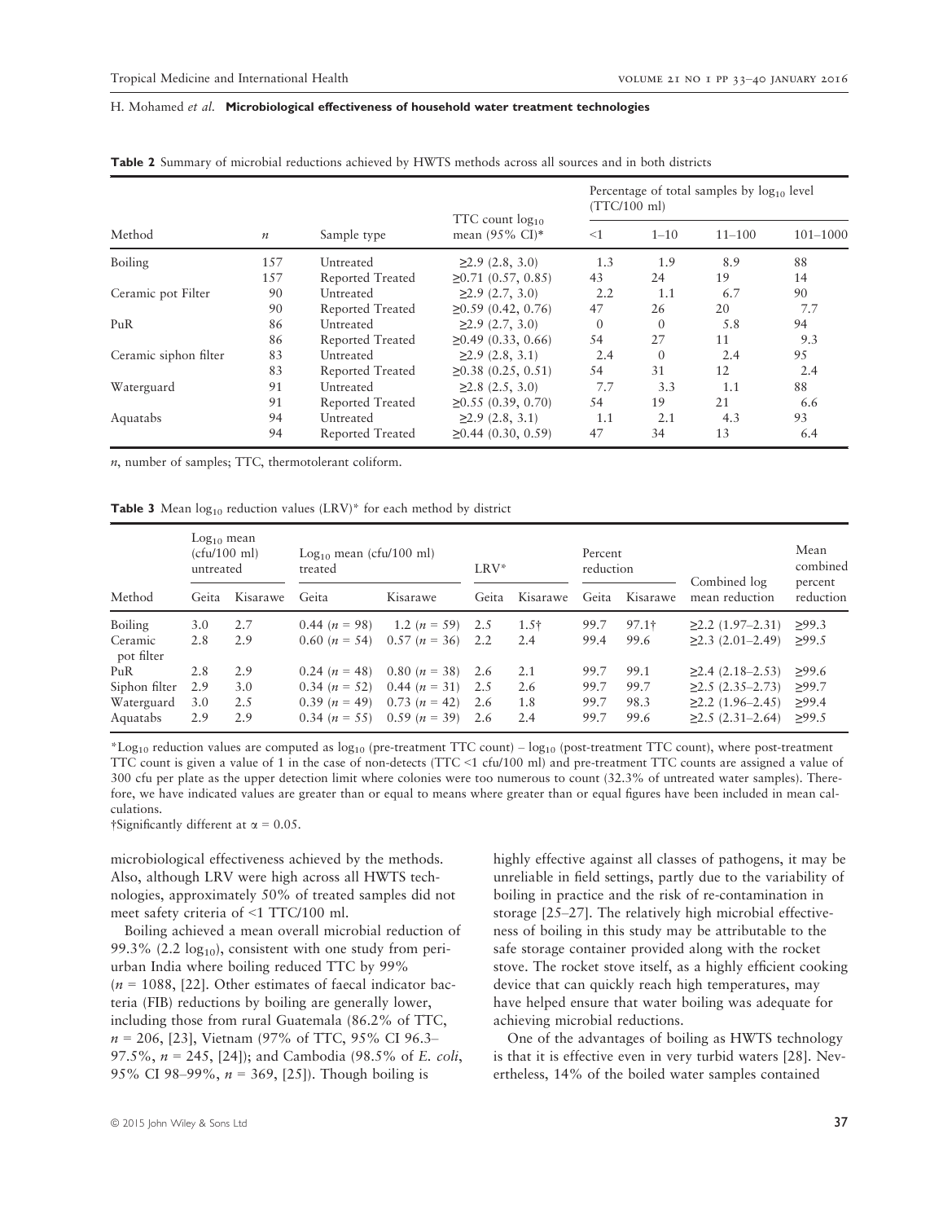**Table 2** Summary of microbial reductions achieved by HWTS methods across all sources and in both districts

| Method | $n$ | Sample type | TTC count $\log_{10}$ mean (95% CI)* | Percentage of total samples by $\log_{10}$ level (TTC/100 ml) | | | |
|---|---|---|---|---|---|---|---|
| | | | | <1 | 1–10 | 11–100 | 101–1000 |
| Boiling | 157 | Untreated | ≥2.9 (2.8, 3.0) | 1.3 | 1.9 | 8.9 | 88 |
| | 157 | Reported Treated | ≥0.71 (0.57, 0.85) | 43 | 24 | 19 | 14 |
| Ceramic pot Filter | 90 | Untreated | ≥2.9 (2.7, 3.0) | 2.2 | 1.1 | 6.7 | 90 |
| | 90 | Reported Treated | ≥0.59 (0.42, 0.76) | 47 | 26 | 20 | 7.7 |
| PuR | 86 | Untreated | ≥2.9 (2.7, 3.0) | 0 | 0 | 5.8 | 94 |
| | 86 | Reported Treated | ≥0.49 (0.33, 0.66) | 54 | 27 | 11 | 9.3 |
| Ceramic siphon filter | 83 | Untreated | ≥2.9 (2.8, 3.1) | 2.4 | 0 | 2.4 | 95 |
| | 83 | Reported Treated | ≥0.38 (0.25, 0.51) | 54 | 31 | 12 | 2.4 |
| Waterguard | 91 | Untreated | ≥2.8 (2.5, 3.0) | 7.7 | 3.3 | 1.1 | 88 |
| | 91 | Reported Treated | ≥0.55 (0.39, 0.70) | 54 | 19 | 21 | 6.6 |
| Aquatabs | 94 | Untreated | ≥2.9 (2.8, 3.1) | 1.1 | 2.1 | 4.3 | 93 |
| | 94 | Reported Treated | ≥0.44 (0.30, 0.59) | 47 | 34 | 13 | 6.4 |

$n$, number of samples; TTC, thermotolerant coliform.

**Table 3** Mean $\log_{10}$ reduction values (LRV)* for each method by district

| Method | $\log_{10}$ mean (cfu/100 ml) untreated | | $\log_{10}$ mean (cfu/100 ml) treated | | LRV* | | Percent reduction | | Combined log mean reduction | Mean combined percent reduction |
|---|---|---|---|---|---|---|---|---|---|---|
| | Geita | Kisarawe | Geita | Kisarawe | Geita | Kisarawe | Geita | Kisarawe | | |
| Boiling | 3.0 | 2.7 | 0.44 ($n$ = 98) | 1.2 ($n$ = 59) | 2.5 | 1.5† | 99.7 | 97.1† | ≥2.2 (1.97–2.31) | ≥99.3 |
| Ceramic pot filter | 2.8 | 2.9 | 0.60 ($n$ = 54) | 0.57 ($n$ = 36) | 2.2 | 2.4 | 99.4 | 99.6 | ≥2.3 (2.01–2.49) | ≥99.5 |
| PuR | 2.8 | 2.9 | 0.24 ($n$ = 48) | 0.80 ($n$ = 38) | 2.6 | 2.1 | 99.7 | 99.1 | ≥2.4 (2.18–2.53) | ≥99.6 |
| Siphon filter | 2.9 | 3.0 | 0.34 ($n$ = 52) | 0.44 ($n$ = 31) | 2.5 | 2.6 | 99.7 | 99.7 | ≥2.5 (2.35–2.73) | ≥99.7 |
| Waterguard | 3.0 | 2.5 | 0.39 ($n$ = 49) | 0.73 ($n$ = 42) | 2.6 | 1.8 | 99.7 | 98.3 | ≥2.2 (1.96–2.45) | ≥99.4 |
| Aquatabs | 2.9 | 2.9 | 0.34 ($n$ = 55) | 0.59 ($n$ = 39) | 2.6 | 2.4 | 99.7 | 99.6 | ≥2.5 (2.31–2.64) | ≥99.5 |

*$\log_{10}$ reduction values are computed as $\log_{10}$ (pre-treatment TTC count) – $\log_{10}$ (post-treatment TTC count), where post-treatment TTC count is given a value of 1 in the case of non-detects (TTC <1 cfu/100 ml) and pre-treatment TTC counts are assigned a value of 300 cfu per plate as the upper detection limit where colonies were too numerous to count (32.3% of untreated water samples). Therefore, we have indicated values are greater than or equal to means where greater than or equal figures have been included in mean calculations.

†Significantly different at $\alpha = 0.05$.

microbiological effectiveness achieved by the methods. Also, although LRV were high across all HWTS technologies, approximately 50% of treated samples did not meet safety criteria of <1 TTC/100 ml.

Boiling achieved a mean overall microbial reduction of 99.3% (2.2 $\log_{10}$), consistent with one study from peri-urban India where boiling reduced TTC by 99% ($n$ = 1088, [22]. Other estimates of faecal indicator bacteria (FIB) reductions by boiling are generally lower, including those from rural Guatemala (86.2% of TTC, $n$ = 206, [23], Vietnam (97% of TTC, 95% CI 96.3–97.5%, $n$ = 245, [24]); and Cambodia (98.5% of *E. coli*, 95% CI 98–99%, $n$ = 369, [25]). Though boiling is highly effective against all classes of pathogens, it may be unreliable in field settings, partly due to the variability of boiling in practice and the risk of re-contamination in storage [25–27]. The relatively high microbial effectiveness of boiling in this study may be attributable to the safe storage container provided along with the rocket stove. The rocket stove itself, as a highly efficient cooking device that can quickly reach high temperatures, may have helped ensure that water boiling was adequate for achieving microbial reductions.

One of the advantages of boiling as HWTS technology is that it is effective even in very turbid waters [28]. Nevertheless, 14% of the boiled water samples contained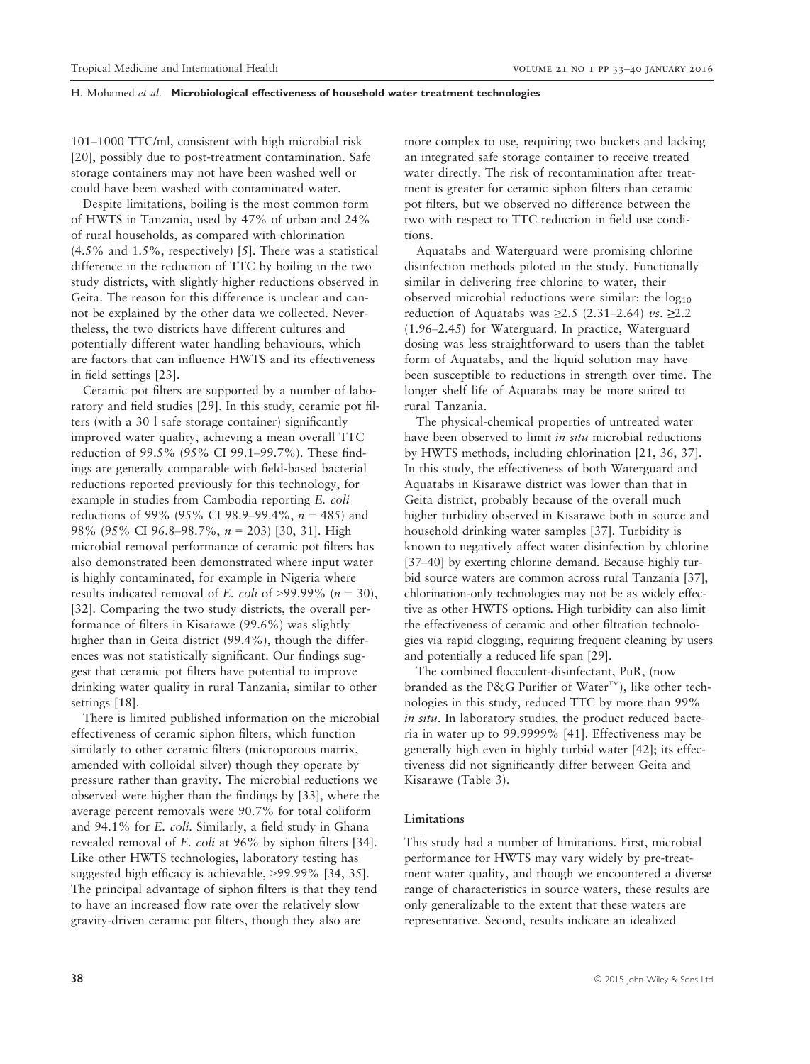101–1000 TTC/ml, consistent with high microbial risk [20], possibly due to post-treatment contamination. Safe storage containers may not have been washed well or could have been washed with contaminated water.

Despite limitations, boiling is the most common form of HWTS in Tanzania, used by 47% of urban and 24% of rural households, as compared with chlorination (4.5% and 1.5%, respectively) [5]. There was a statistical difference in the reduction of TTC by boiling in the two study districts, with slightly higher reductions observed in Geita. The reason for this difference is unclear and cannot be explained by the other data we collected. Nevertheless, the two districts have different cultures and potentially different water handling behaviours, which are factors that can influence HWTS and its effectiveness in field settings [23].

Ceramic pot filters are supported by a number of laboratory and field studies [29]. In this study, ceramic pot filters (with a 30 l safe storage container) significantly improved water quality, achieving a mean overall TTC reduction of 99.5% (95% CI 99.1–99.7%). These findings are generally comparable with field-based bacterial reductions reported previously for this technology, for example in studies from Cambodia reporting *E. coli* reductions of 99% (95% CI 98.9–99.4%, $n = 485$) and 98% (95% CI 96.8–98.7%, $n = 203$) [30, 31]. High microbial removal performance of ceramic pot filters has also demonstrated been demonstrated where input water is highly contaminated, for example in Nigeria where results indicated removal of *E. coli* of >99.99% ($n = 30$), [32]. Comparing the two study districts, the overall performance of filters in Kisarawe (99.6%) was slightly higher than in Geita district (99.4%), though the differences was not statistically significant. Our findings suggest that ceramic pot filters have potential to improve drinking water quality in rural Tanzania, similar to other settings [18].

There is limited published information on the microbial effectiveness of ceramic siphon filters, which function similarly to other ceramic filters (microporous matrix, amended with colloidal silver) though they operate by pressure rather than gravity. The microbial reductions we observed were higher than the findings by [33], where the average percent removals were 90.7% for total coliform and 94.1% for *E. coli*. Similarly, a field study in Ghana revealed removal of *E. coli* at 96% by siphon filters [34]. Like other HWTS technologies, laboratory testing has suggested high efficacy is achievable, >99.99% [34, 35]. The principal advantage of siphon filters is that they tend to have an increased flow rate over the relatively slow gravity-driven ceramic pot filters, though they also are more complex to use, requiring two buckets and lacking an integrated safe storage container to receive treated water directly. The risk of recontamination after treatment is greater for ceramic siphon filters than ceramic pot filters, but we observed no difference between the two with respect to TTC reduction in field use conditions.

Aquatabs and Waterguard were promising chlorine disinfection methods piloted in the study. Functionally similar in delivering free chlorine to water, their observed microbial reductions were similar: the $\log_{10}$ reduction of Aquatabs was ≥2.5 (2.31–2.64) *vs*. ≥2.2 (1.96–2.45) for Waterguard. In practice, Waterguard dosing was less straightforward to users than the tablet form of Aquatabs, and the liquid solution may have been susceptible to reductions in strength over time. The longer shelf life of Aquatabs may be more suited to rural Tanzania.

The physical-chemical properties of untreated water have been observed to limit *in situ* microbial reductions by HWTS methods, including chlorination [21, 36, 37]. In this study, the effectiveness of both Waterguard and Aquatabs in Kisarawe district was lower than that in Geita district, probably because of the overall much higher turbidity observed in Kisarawe both in source and household drinking water samples [37]. Turbidity is known to negatively affect water disinfection by chlorine [37–40] by exerting chlorine demand. Because highly turbid source waters are common across rural Tanzania [37], chlorination-only technologies may not be as widely effective as other HWTS options. High turbidity can also limit the effectiveness of ceramic and other filtration technologies via rapid clogging, requiring frequent cleaning by users and potentially a reduced life span [29].

The combined flocculent-disinfectant, PuR, (now branded as the P&G Purifier of Water™), like other technologies in this study, reduced TTC by more than 99% *in situ*. In laboratory studies, the product reduced bacteria in water up to 99.9999% [41]. Effectiveness may be generally high even in highly turbid water [42]; its effectiveness did not significantly differ between Geita and Kisarawe (Table 3).

### Limitations

This study had a number of limitations. First, microbial performance for HWTS may vary widely by pre-treatment water quality, and though we encountered a diverse range of characteristics in source waters, these results are only generalizable to the extent that these waters are representative. Second, results indicate an idealized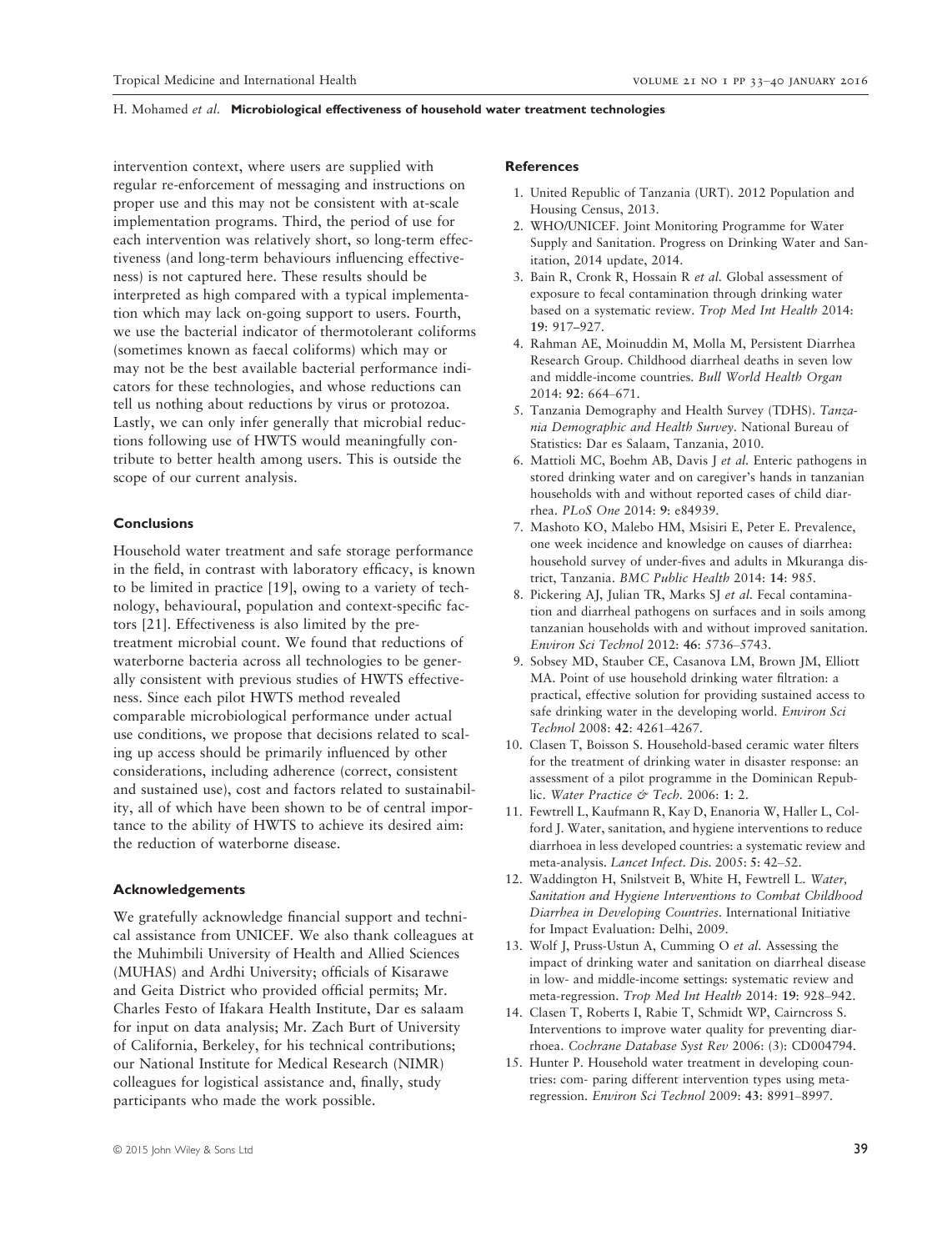intervention context, where users are supplied with regular re-enforcement of messaging and instructions on proper use and this may not be consistent with at-scale implementation programs. Third, the period of use for each intervention was relatively short, so long-term effectiveness (and long-term behaviours influencing effectiveness) is not captured here. These results should be interpreted as high compared with a typical implementation which may lack on-going support to users. Fourth, we use the bacterial indicator of thermotolerant coliforms (sometimes known as faecal coliforms) which may or may not be the best available bacterial performance indicators for these technologies, and whose reductions can tell us nothing about reductions by virus or protozoa. Lastly, we can only infer generally that microbial reductions following use of HWTS would meaningfully contribute to better health among users. This is outside the scope of our current analysis.

### Conclusions

Household water treatment and safe storage performance in the field, in contrast with laboratory efficacy, is known to be limited in practice [19], owing to a variety of technology, behavioural, population and context-specific factors [21]. Effectiveness is also limited by the pre-treatment microbial count. We found that reductions of waterborne bacteria across all technologies to be generally consistent with previous studies of HWTS effectiveness. Since each pilot HWTS method revealed comparable microbiological performance under actual use conditions, we propose that decisions related to scaling up access should be primarily influenced by other considerations, including adherence (correct, consistent and sustained use), cost and factors related to sustainability, all of which have been shown to be of central importance to the ability of HWTS to achieve its desired aim: the reduction of waterborne disease.

### Acknowledgements

We gratefully acknowledge financial support and technical assistance from UNICEF. We also thank colleagues at the Muhimbili University of Health and Allied Sciences (MUHAS) and Ardhi University; officials of Kisarawe and Geita District who provided official permits; Mr. Charles Festo of Ifakara Health Institute, Dar es salaam for input on data analysis; Mr. Zach Burt of University of California, Berkeley, for his technical contributions; our National Institute for Medical Research (NIMR) colleagues for logistical assistance and, finally, study participants who made the work possible.

### References

1. United Republic of Tanzania (URT). 2012 Population and Housing Census, 2013.
2. WHO/UNICEF. Joint Monitoring Programme for Water Supply and Sanitation. Progress on Drinking Water and Sanitation, 2014 update, 2014.
3. Bain R, Cronk R, Hossain R *et al*. Global assessment of exposure to fecal contamination through drinking water based on a systematic review. *Trop Med Int Health* 2014: **19**: 917–927.
4. Rahman AE, Moinuddin M, Molla M, Persistent Diarrhea Research Group. Childhood diarrheal deaths in seven low and middle-income countries. *Bull World Health Organ* 2014: **92**: 664–671.
5. Tanzania Demography and Health Survey (TDHS). *Tanzania Demographic and Health Survey*. National Bureau of Statistics: Dar es Salaam, Tanzania, 2010.
6. Mattioli MC, Boehm AB, Davis J *et al*. Enteric pathogens in stored drinking water and on caregiver's hands in tanzanian households with and without reported cases of child diarrhea. *PLoS One* 2014: **9**: e84939.
7. Mashoto KO, Malebo HM, Msisiri E, Peter E. Prevalence, one week incidence and knowledge on causes of diarrhea: household survey of under-fives and adults in Mkuranga district, Tanzania. *BMC Public Health* 2014: **14**: 985.
8. Pickering AJ, Julian TR, Marks SJ *et al*. Fecal contamination and diarrheal pathogens on surfaces and in soils among tanzanian households with and without improved sanitation. *Environ Sci Technol* 2012: **46**: 5736–5743.
9. Sobsey MD, Stauber CE, Casanova LM, Brown JM, Elliott MA. Point of use household drinking water filtration: a practical, effective solution for providing sustained access to safe drinking water in the developing world. *Environ Sci Technol* 2008: **42**: 4261–4267.
10. Clasen T, Boisson S. Household-based ceramic water filters for the treatment of drinking water in disaster response: an assessment of a pilot programme in the Dominican Republic. *Water Practice & Tech*. 2006: **1**: 2.
11. Fewtrell L, Kaufmann R, Kay D, Enanoria W, Haller L, Colford J. Water, sanitation, and hygiene interventions to reduce diarrhoea in less developed countries: a systematic review and meta-analysis. *Lancet Infect. Dis*. 2005: **5**: 42–52.
12. Waddington H, Snilstveit B, White H, Fewtrell L. *Water, Sanitation and Hygiene Interventions to Combat Childhood Diarrhea in Developing Countries*. International Initiative for Impact Evaluation: Delhi, 2009.
13. Wolf J, Pruss-Ustun A, Cumming O *et al*. Assessing the impact of drinking water and sanitation on diarrheal disease in low- and middle-income settings: systematic review and meta-regression. *Trop Med Int Health* 2014: **19**: 928–942.
14. Clasen T, Roberts I, Rabie T, Schmidt WP, Cairncross S. Interventions to improve water quality for preventing diarrhoea. *Cochrane Database Syst Rev* 2006: (3): CD004794.
15. Hunter P. Household water treatment in developing countries: com- paring different intervention types using meta-regression. *Environ Sci Technol* 2009: **43**: 8991–8997.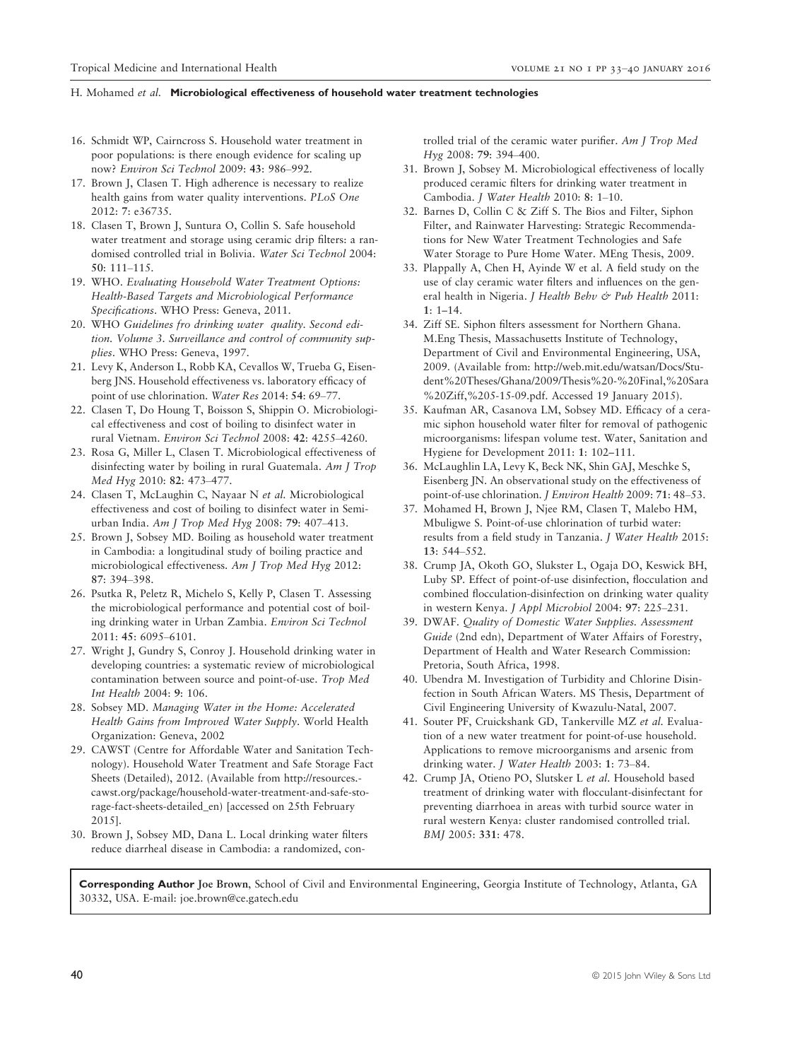16. Schmidt WP, Cairncross S. Household water treatment in poor populations: is there enough evidence for scaling up now? *Environ Sci Technol* 2009: **43**: 986–992.
17. Brown J, Clasen T. High adherence is necessary to realize health gains from water quality interventions. *PLoS One* 2012: **7**: e36735.
18. Clasen T, Brown J, Suntura O, Collin S. Safe household water treatment and storage using ceramic drip filters: a randomised controlled trial in Bolivia. *Water Sci Technol* 2004: **50**: 111–115.
19. WHO. *Evaluating Household Water Treatment Options: Health-Based Targets and Microbiological Performance Specifications*. WHO Press: Geneva, 2011.
20. WHO *Guidelines fro drinking water quality. Second edition. Volume 3. Surveillance and control of community supplies*. WHO Press: Geneva, 1997.
21. Levy K, Anderson L, Robb KA, Cevallos W, Trueba G, Eisenberg JNS. Household effectiveness vs. laboratory efficacy of point of use chlorination. *Water Res* 2014: **54**: 69–77.
22. Clasen T, Do Houng T, Boisson S, Shippin O. Microbiological effectiveness and cost of boiling to disinfect water in rural Vietnam. *Environ Sci Technol* 2008: **42**: 4255–4260.
23. Rosa G, Miller L, Clasen T. Microbiological effectiveness of disinfecting water by boiling in rural Guatemala. *Am J Trop Med Hyg* 2010: **82**: 473–477.
24. Clasen T, McLaughin C, Nayaar N *et al*. Microbiological effectiveness and cost of boiling to disinfect water in Semi-urban India. *Am J Trop Med Hyg* 2008: **79**: 407–413.
25. Brown J, Sobsey MD. Boiling as household water treatment in Cambodia: a longitudinal study of boiling practice and microbiological effectiveness. *Am J Trop Med Hyg* 2012: **87**: 394–398.
26. Psutka R, Peletz R, Michelo S, Kelly P, Clasen T. Assessing the microbiological performance and potential cost of boiling drinking water in Urban Zambia. *Environ Sci Technol* 2011: **45**: 6095–6101.
27. Wright J, Gundry S, Conroy J. Household drinking water in developing countries: a systematic review of microbiological contamination between source and point-of-use. *Trop Med Int Health* 2004: **9**: 106.
28. Sobsey MD. *Managing Water in the Home: Accelerated Health Gains from Improved Water Supply*. World Health Organization: Geneva, 2002
29. CAWST (Centre for Affordable Water and Sanitation Technology). Household Water Treatment and Safe Storage Fact Sheets (Detailed), 2012. (Available from http://resources.cawst.org/package/household-water-treatment-and-safe-storage-fact-sheets-detailed_en) [accessed on 25th February 2015].
30. Brown J, Sobsey MD, Dana L. Local drinking water filters reduce diarrheal disease in Cambodia: a randomized, controlled trial of the ceramic water purifier. *Am J Trop Med Hyg* 2008: **79**: 394–400.
31. Brown J, Sobsey M. Microbiological effectiveness of locally produced ceramic filters for drinking water treatment in Cambodia. *J Water Health* 2010: **8**: 1–10.
32. Barnes D, Collin C & Ziff S. The Bios and Filter, Siphon Filter, and Rainwater Harvesting: Strategic Recommendations for New Water Treatment Technologies and Safe Water Storage to Pure Home Water. MEng Thesis, 2009.
33. Plappally A, Chen H, Ayinde W et al. A field study on the use of clay ceramic water filters and influences on the general health in Nigeria. *J Health Behv & Pub Health* 2011: **1**: 1–14.
34. Ziff SE. Siphon filters assessment for Northern Ghana. M.Eng Thesis, Massachusetts Institute of Technology, Department of Civil and Environmental Engineering, USA, 2009. (Available from: http://web.mit.edu/watsan/Docs/Student%20Theses/Ghana/2009/Thesis%20-%20Final,%20Sara%20Ziff,%205-15-09.pdf. Accessed 19 January 2015).
35. Kaufman AR, Casanova LM, Sobsey MD. Efficacy of a ceramic siphon household water filter for removal of pathogenic microorganisms: lifespan volume test. Water, Sanitation and Hygiene for Development 2011: **1**: 102–111.
36. McLaughlin LA, Levy K, Beck NK, Shin GAJ, Meschke S, Eisenberg JN. An observational study on the effectiveness of point-of-use chlorination. *J Environ Health* 2009: **71**: 48–53.
37. Mohamed H, Brown J, Njee RM, Clasen T, Malebo HM, Mbuligwe S. Point-of-use chlorination of turbid water: results from a field study in Tanzania. *J Water Health* 2015: **13**: 544–552.
38. Crump JA, Okoth GO, Slukster L, Ogaja DO, Keswick BH, Luby SP. Effect of point-of-use disinfection, flocculation and combined flocculation-disinfection on drinking water quality in western Kenya. *J Appl Microbiol* 2004: **97**: 225–231.
39. DWAF. *Quality of Domestic Water Supplies. Assessment Guide* (2nd edn), Department of Water Affairs of Forestry, Department of Health and Water Research Commission: Pretoria, South Africa, 1998.
40. Ubendra M. Investigation of Turbidity and Chlorine Disinfection in South African Waters. MS Thesis, Department of Civil Engineering University of Kwazulu-Natal, 2007.
41. Souter PF, Cruickshank GD, Tankerville MZ *et al*. Evaluation of a new water treatment for point-of-use household. Applications to remove microorganisms and arsenic from drinking water. *J Water Health* 2003: **1**: 73–84.
42. Crump JA, Otieno PO, Slutsker L *et al*. Household based treatment of drinking water with flocculant-disinfectant for preventing diarrhoea in areas with turbid source water in rural western Kenya: cluster randomised controlled trial. *BMJ* 2005: **331**: 478.

**Corresponding Author** **Joe Brown**, School of Civil and Environmental Engineering, Georgia Institute of Technology, Atlanta, GA 30332, USA. E-mail: joe.brown@ce.gatech.edu